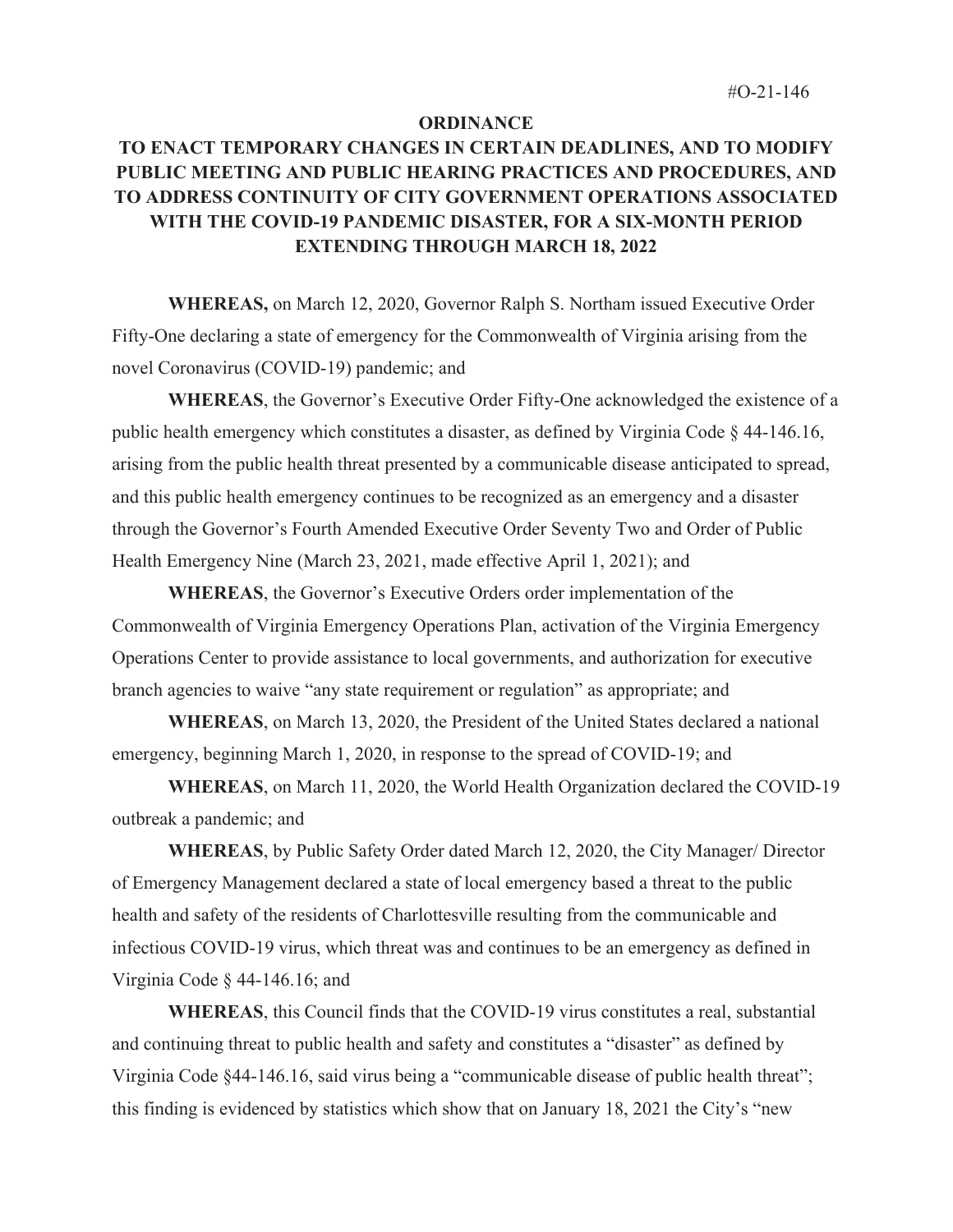#O-21-146

**ORDINANCE**

**TO ENACT TEMPORARY CHANGES IN CERTAIN DEADLINES, AND TO MODIFY PUBLIC MEETING AND PUBLIC HEARING PRACTICES AND PROCEDURES, AND TO ADDRESS CONTINUITY OF CITY GOVERNMENT OPERATIONS ASSOCIATED WITH THE COVID-19 PANDEMIC DISASTER, FOR A SIX-MONTH PERIOD EXTENDING THROUGH MARCH 18, 2022**

**WHEREAS,** on March 12, 2020, Governor Ralph S. Northam issued Executive Order Fifty-One declaring a state of emergency for the Commonwealth of Virginia arising from the novel Coronavirus (COVID-19) pandemic; and

**WHEREAS**, the Governor's Executive Order Fifty-One acknowledged the existence of a public health emergency which constitutes a disaster, as defined by Virginia Code § 44-146.16, arising from the public health threat presented by a communicable disease anticipated to spread, and this public health emergency continues to be recognized as an emergency and a disaster through the Governor's Fourth Amended Executive Order Seventy Two and Order of Public Health Emergency Nine (March 23, 2021, made effective April 1, 2021); and

**WHEREAS**, the Governor's Executive Orders order implementation of the Commonwealth of Virginia Emergency Operations Plan, activation of the Virginia Emergency Operations Center to provide assistance to local governments, and authorization for executive branch agencies to waive "any state requirement or regulation" as appropriate; and

**WHEREAS**, on March 13, 2020, the President of the United States declared a national emergency, beginning March 1, 2020, in response to the spread of COVID-19; and

**WHEREAS**, on March 11, 2020, the World Health Organization declared the COVID-19 outbreak a pandemic; and

**WHEREAS**, by Public Safety Order dated March 12, 2020, the City Manager/ Director of Emergency Management declared a state of local emergency based a threat to the public health and safety of the residents of Charlottesville resulting from the communicable and infectious COVID-19 virus, which threat was and continues to be an emergency as defined in Virginia Code § 44-146.16; and

**WHEREAS**, this Council finds that the COVID-19 virus constitutes a real, substantial and continuing threat to public health and safety and constitutes a "disaster" as defined by Virginia Code §44-146.16, said virus being a "communicable disease of public health threat"; this finding is evidenced by statistics which show that on January 18, 2021 the City's "new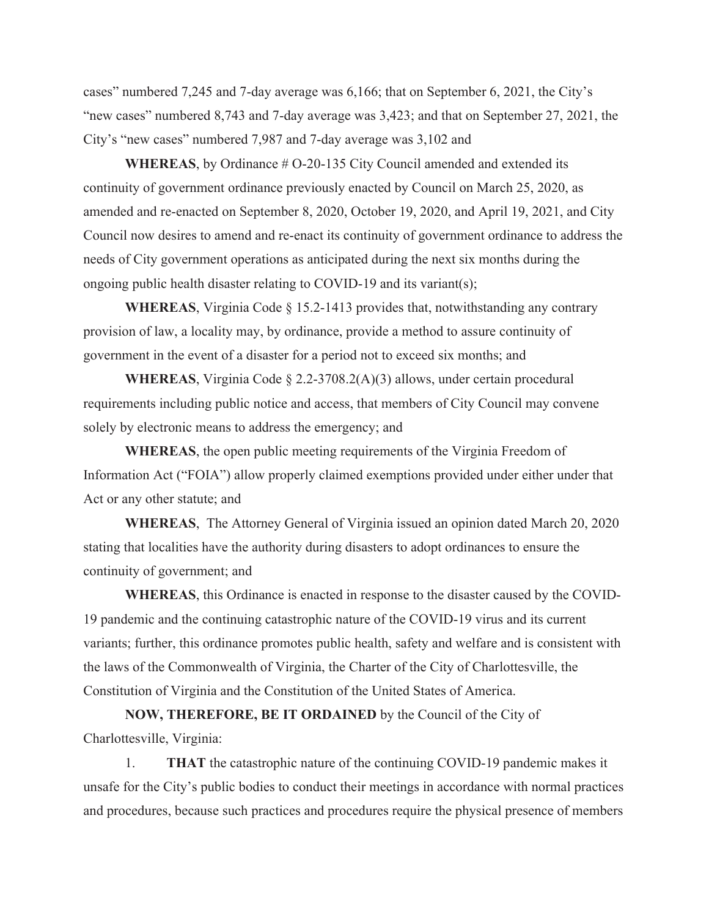cases" numbered 7,245 and 7-day average was 6,166; that on September 6, 2021, the City's "new cases" numbered 8,743 and 7-day average was 3,423; and that on September 27, 2021, the City's "new cases" numbered 7,987 and 7-day average was 3,102 and

**WHEREAS**, by Ordinance # O-20-135 City Council amended and extended its continuity of government ordinance previously enacted by Council on March 25, 2020, as amended and re-enacted on September 8, 2020, October 19, 2020, and April 19, 2021, and City Council now desires to amend and re-enact its continuity of government ordinance to address the needs of City government operations as anticipated during the next six months during the ongoing public health disaster relating to COVID-19 and its variant(s);

**WHEREAS**, Virginia Code § 15.2-1413 provides that, notwithstanding any contrary provision of law, a locality may, by ordinance, provide a method to assure continuity of government in the event of a disaster for a period not to exceed six months; and

**WHEREAS**, Virginia Code § 2.2-3708.2(A)(3) allows, under certain procedural requirements including public notice and access, that members of City Council may convene solely by electronic means to address the emergency; and

**WHEREAS**, the open public meeting requirements of the Virginia Freedom of Information Act ("FOIA") allow properly claimed exemptions provided under either under that Act or any other statute; and

**WHEREAS**, The Attorney General of Virginia issued an opinion dated March 20, 2020 stating that localities have the authority during disasters to adopt ordinances to ensure the continuity of government; and

**WHEREAS**, this Ordinance is enacted in response to the disaster caused by the COVID-19 pandemic and the continuing catastrophic nature of the COVID-19 virus and its current variants; further, this ordinance promotes public health, safety and welfare and is consistent with the laws of the Commonwealth of Virginia, the Charter of the City of Charlottesville, the Constitution of Virginia and the Constitution of the United States of America.

**NOW, THEREFORE, BE IT ORDAINED** by the Council of the City of Charlottesville, Virginia:

1. **THAT** the catastrophic nature of the continuing COVID-19 pandemic makes it unsafe for the City's public bodies to conduct their meetings in accordance with normal practices and procedures, because such practices and procedures require the physical presence of members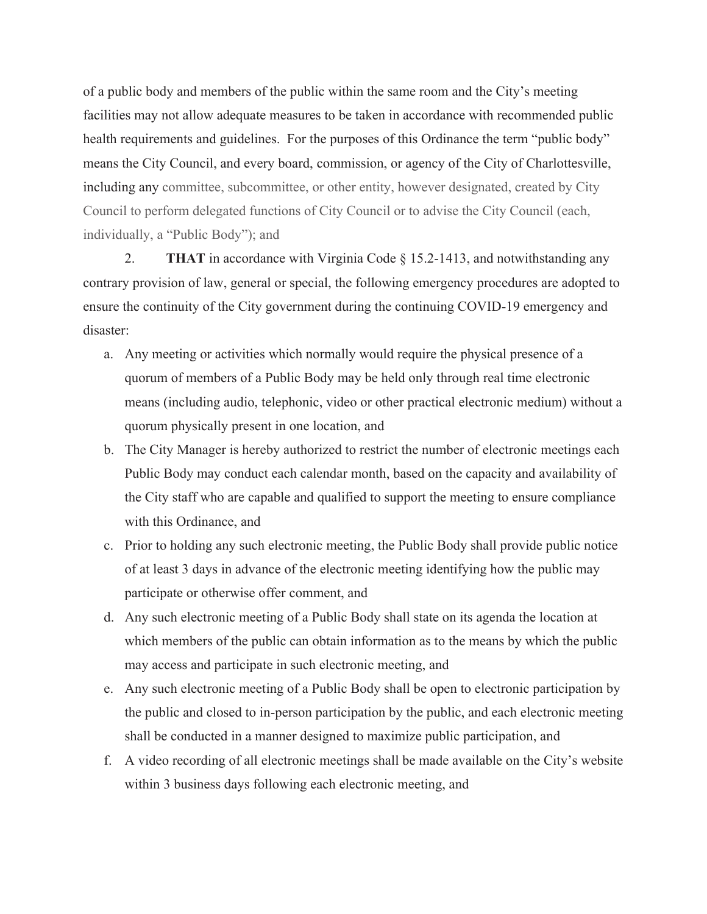of a public body and members of the public within the same room and the City's meeting facilities may not allow adequate measures to be taken in accordance with recommended public health requirements and guidelines. For the purposes of this Ordinance the term "public body" means the City Council, and every board, commission, or agency of the City of Charlottesville, including any committee, subcommittee, or other entity, however designated, created by City Council to perform delegated functions of City Council or to advise the City Council (each, individually, a "Public Body"); and

2. **THAT** in accordance with Virginia Code § 15.2-1413, and notwithstanding any contrary provision of law, general or special, the following emergency procedures are adopted to ensure the continuity of the City government during the continuing COVID-19 emergency and disaster:

a. Any meeting or activities which normally would require the physical presence of a quorum of members of a Public Body may be held only through real time electronic means (including audio, telephonic, video or other practical electronic medium) without a quorum physically present in one location, and

b. The City Manager is hereby authorized to restrict the number of electronic meetings each Public Body may conduct each calendar month, based on the capacity and availability of the City staff who are capable and qualified to support the meeting to ensure compliance with this Ordinance, and

c. Prior to holding any such electronic meeting, the Public Body shall provide public notice of at least 3 days in advance of the electronic meeting identifying how the public may participate or otherwise offer comment, and

d. Any such electronic meeting of a Public Body shall state on its agenda the location at which members of the public can obtain information as to the means by which the public may access and participate in such electronic meeting, and

e. Any such electronic meeting of a Public Body shall be open to electronic participation by the public and closed to in-person participation by the public, and each electronic meeting shall be conducted in a manner designed to maximize public participation, and

f. A video recording of all electronic meetings shall be made available on the City's website within 3 business days following each electronic meeting, and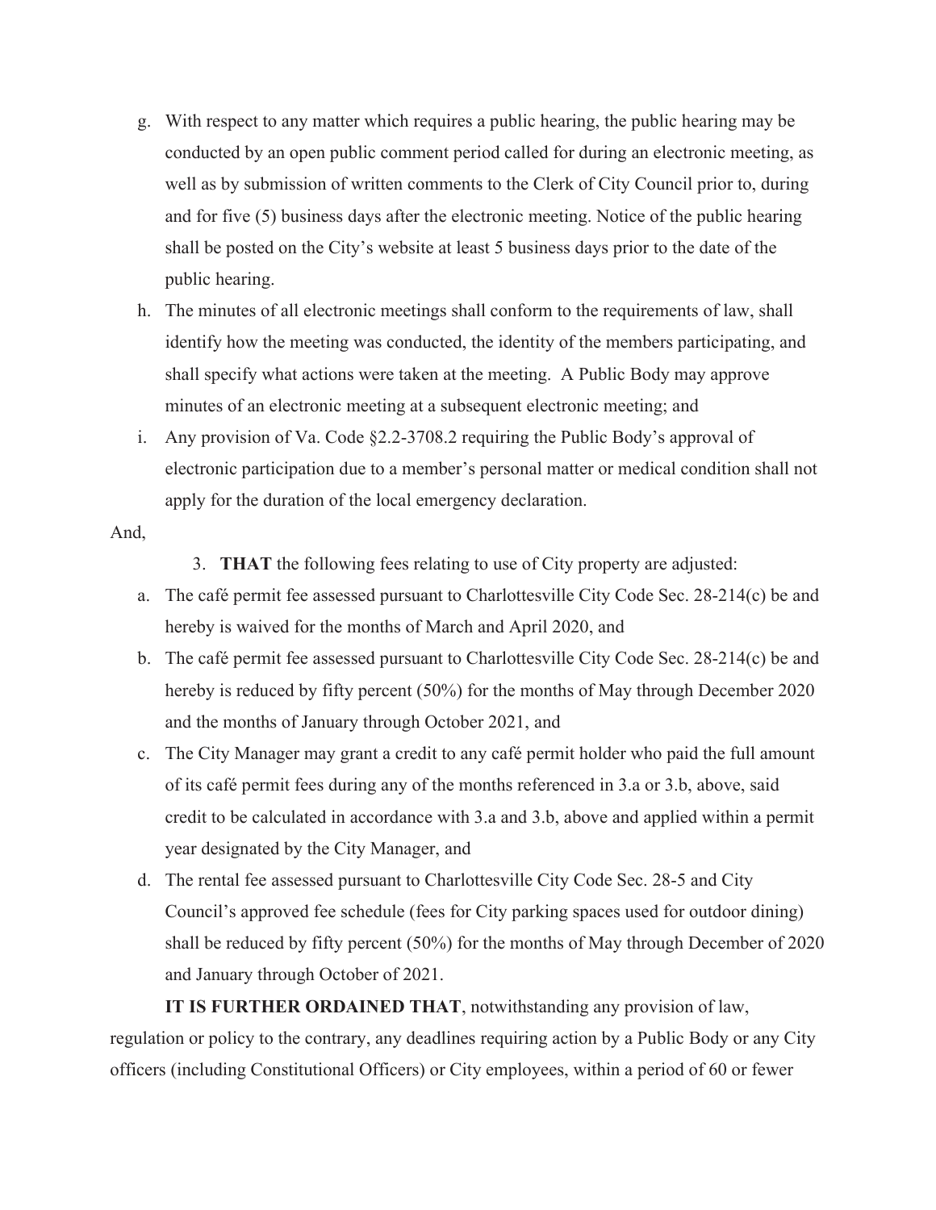g. With respect to any matter which requires a public hearing, the public hearing may be conducted by an open public comment period called for during an electronic meeting, as well as by submission of written comments to the Clerk of City Council prior to, during and for five (5) business days after the electronic meeting. Notice of the public hearing shall be posted on the City's website at least 5 business days prior to the date of the public hearing.

h. The minutes of all electronic meetings shall conform to the requirements of law, shall identify how the meeting was conducted, the identity of the members participating, and shall specify what actions were taken at the meeting. A Public Body may approve minutes of an electronic meeting at a subsequent electronic meeting; and

i. Any provision of Va. Code §2.2-3708.2 requiring the Public Body's approval of electronic participation due to a member's personal matter or medical condition shall not apply for the duration of the local emergency declaration.

And,

3. **THAT** the following fees relating to use of City property are adjusted:

a. The café permit fee assessed pursuant to Charlottesville City Code Sec. 28-214(c) be and hereby is waived for the months of March and April 2020, and

b. The café permit fee assessed pursuant to Charlottesville City Code Sec. 28-214(c) be and hereby is reduced by fifty percent (50%) for the months of May through December 2020 and the months of January through October 2021, and

c. The City Manager may grant a credit to any café permit holder who paid the full amount of its café permit fees during any of the months referenced in 3.a or 3.b, above, said credit to be calculated in accordance with 3.a and 3.b, above and applied within a permit year designated by the City Manager, and

d. The rental fee assessed pursuant to Charlottesville City Code Sec. 28-5 and City Council's approved fee schedule (fees for City parking spaces used for outdoor dining) shall be reduced by fifty percent (50%) for the months of May through December of 2020 and January through October of 2021.

**IT IS FURTHER ORDAINED THAT**, notwithstanding any provision of law, regulation or policy to the contrary, any deadlines requiring action by a Public Body or any City officers (including Constitutional Officers) or City employees, within a period of 60 or fewer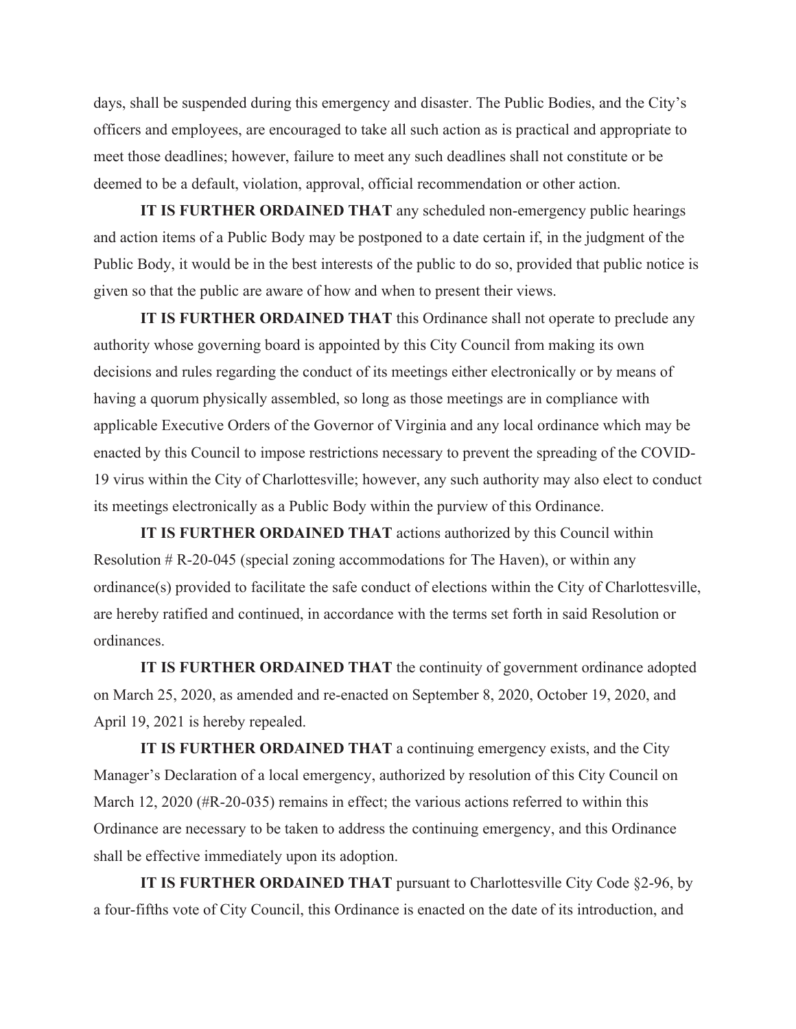days, shall be suspended during this emergency and disaster. The Public Bodies, and the City's officers and employees, are encouraged to take all such action as is practical and appropriate to meet those deadlines; however, failure to meet any such deadlines shall not constitute or be deemed to be a default, violation, approval, official recommendation or other action.

**IT IS FURTHER ORDAINED THAT** any scheduled non-emergency public hearings and action items of a Public Body may be postponed to a date certain if, in the judgment of the Public Body, it would be in the best interests of the public to do so, provided that public notice is given so that the public are aware of how and when to present their views.

**IT IS FURTHER ORDAINED THAT** this Ordinance shall not operate to preclude any authority whose governing board is appointed by this City Council from making its own decisions and rules regarding the conduct of its meetings either electronically or by means of having a quorum physically assembled, so long as those meetings are in compliance with applicable Executive Orders of the Governor of Virginia and any local ordinance which may be enacted by this Council to impose restrictions necessary to prevent the spreading of the COVID-19 virus within the City of Charlottesville; however, any such authority may also elect to conduct its meetings electronically as a Public Body within the purview of this Ordinance.

**IT IS FURTHER ORDAINED THAT** actions authorized by this Council within Resolution # R-20-045 (special zoning accommodations for The Haven), or within any ordinance(s) provided to facilitate the safe conduct of elections within the City of Charlottesville, are hereby ratified and continued, in accordance with the terms set forth in said Resolution or ordinances.

**IT IS FURTHER ORDAINED THAT** the continuity of government ordinance adopted on March 25, 2020, as amended and re-enacted on September 8, 2020, October 19, 2020, and April 19, 2021 is hereby repealed.

**IT IS FURTHER ORDAINED THAT** a continuing emergency exists, and the City Manager's Declaration of a local emergency, authorized by resolution of this City Council on March 12, 2020 (#R-20-035) remains in effect; the various actions referred to within this Ordinance are necessary to be taken to address the continuing emergency, and this Ordinance shall be effective immediately upon its adoption.

**IT IS FURTHER ORDAINED THAT** pursuant to Charlottesville City Code §2-96, by a four-fifths vote of City Council, this Ordinance is enacted on the date of its introduction, and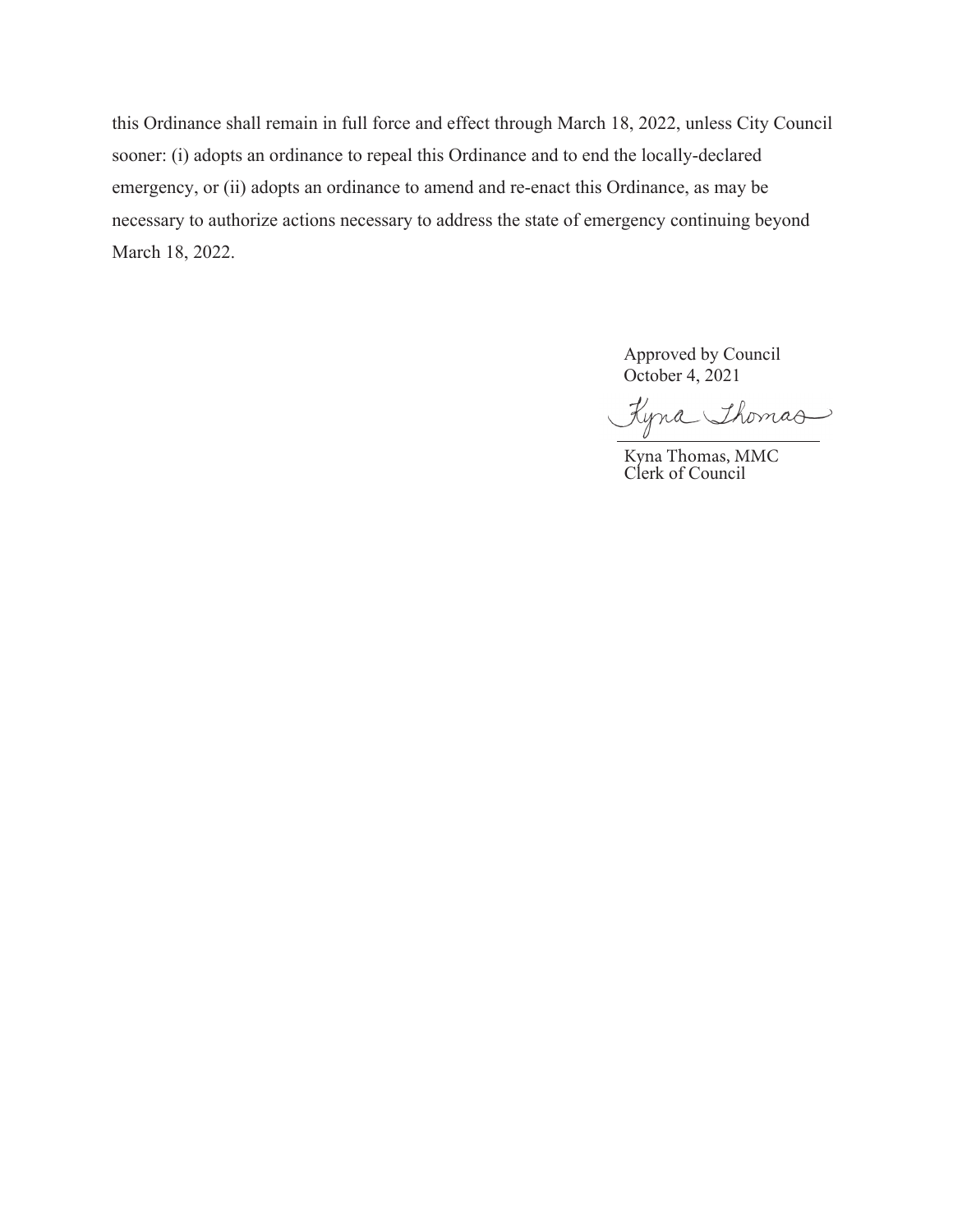this Ordinance shall remain in full force and effect through March 18, 2022, unless City Council sooner: (i) adopts an ordinance to repeal this Ordinance and to end the locally-declared emergency, or (ii) adopts an ordinance to amend and re-enact this Ordinance, as may be necessary to authorize actions necessary to address the state of emergency continuing beyond March 18, 2022.

Approved by Council  
October 4, 2021

Kyna Thomas

Kyna Thomas, MMC  
Clerk of Council